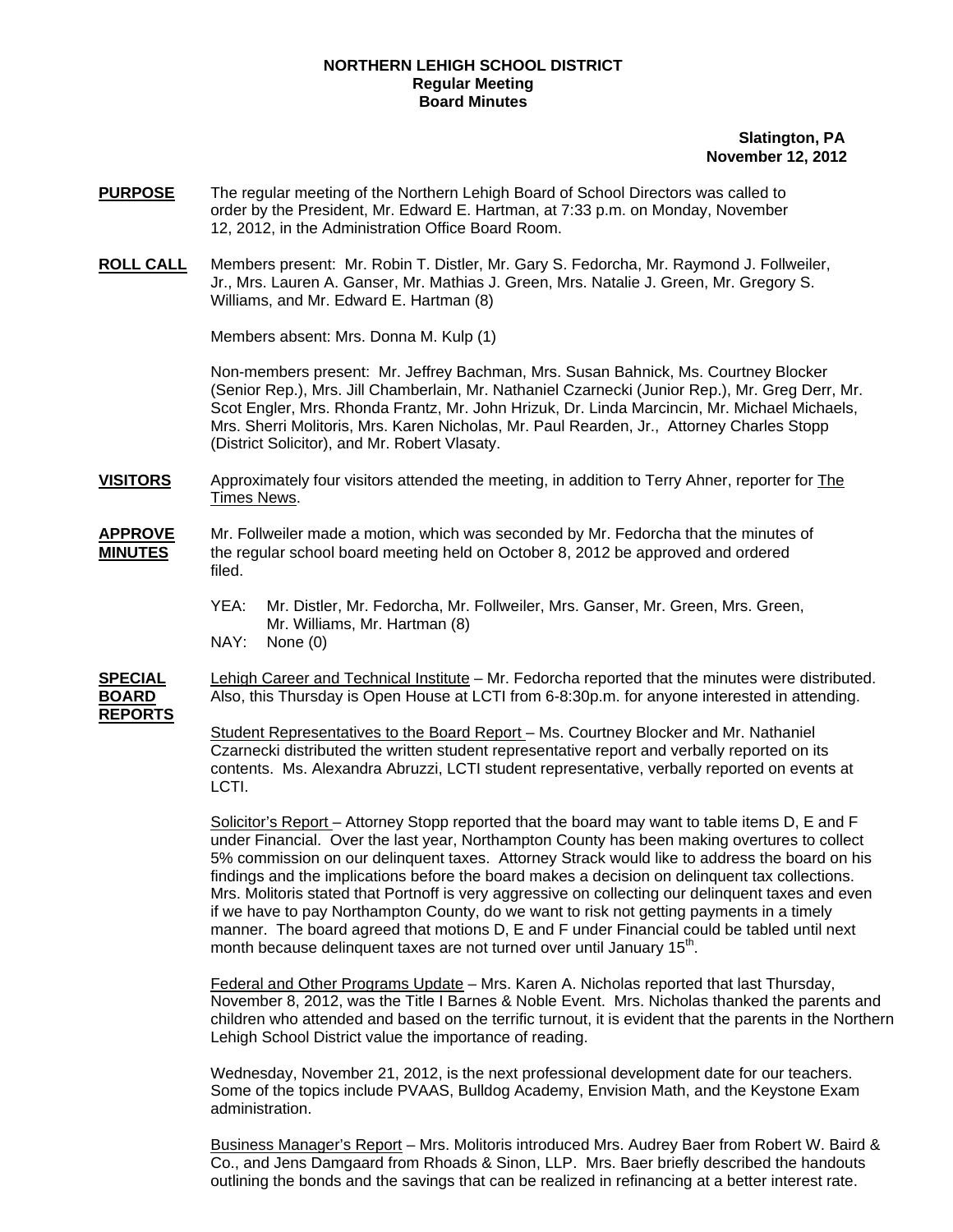**NORTHERN LEHIGH SCHOOL DISTRICT**
**Regular Meeting**
**Board Minutes**

**Slatington, PA**
**November 12, 2012**

**PURPOSE** The regular meeting of the Northern Lehigh Board of School Directors was called to order by the President, Mr. Edward E. Hartman, at 7:33 p.m. on Monday, November 12, 2012, in the Administration Office Board Room.

**ROLL CALL** Members present: Mr. Robin T. Distler, Mr. Gary S. Fedorcha, Mr. Raymond J. Follweiler, Jr., Mrs. Lauren A. Ganser, Mr. Mathias J. Green, Mrs. Natalie J. Green, Mr. Gregory S. Williams, and Mr. Edward E. Hartman (8)

Members absent: Mrs. Donna M. Kulp (1)

Non-members present: Mr. Jeffrey Bachman, Mrs. Susan Bahnick, Ms. Courtney Blocker (Senior Rep.), Mrs. Jill Chamberlain, Mr. Nathaniel Czarnecki (Junior Rep.), Mr. Greg Derr, Mr. Scot Engler, Mrs. Rhonda Frantz, Mr. John Hrizuk, Dr. Linda Marcincin, Mr. Michael Michaels, Mrs. Sherri Molitoris, Mrs. Karen Nicholas, Mr. Paul Rearden, Jr., Attorney Charles Stopp (District Solicitor), and Mr. Robert Vlasaty.

**VISITORS** Approximately four visitors attended the meeting, in addition to Terry Ahner, reporter for The Times News.

**APPROVE MINUTES** Mr. Follweiler made a motion, which was seconded by Mr. Fedorcha that the minutes of the regular school board meeting held on October 8, 2012 be approved and ordered filed.

YEA: Mr. Distler, Mr. Fedorcha, Mr. Follweiler, Mrs. Ganser, Mr. Green, Mrs. Green, Mr. Williams, Mr. Hartman (8)
NAY: None (0)

**SPECIAL BOARD REPORTS** Lehigh Career and Technical Institute – Mr. Fedorcha reported that the minutes were distributed. Also, this Thursday is Open House at LCTI from 6-8:30p.m. for anyone interested in attending.

Student Representatives to the Board Report – Ms. Courtney Blocker and Mr. Nathaniel Czarnecki distributed the written student representative report and verbally reported on its contents. Ms. Alexandra Abruzzi, LCTI student representative, verbally reported on events at LCTI.

Solicitor's Report – Attorney Stopp reported that the board may want to table items D, E and F under Financial. Over the last year, Northampton County has been making overtures to collect 5% commission on our delinquent taxes. Attorney Strack would like to address the board on his findings and the implications before the board makes a decision on delinquent tax collections. Mrs. Molitoris stated that Portnoff is very aggressive on collecting our delinquent taxes and even if we have to pay Northampton County, do we want to risk not getting payments in a timely manner. The board agreed that motions D, E and F under Financial could be tabled until next month because delinquent taxes are not turned over until January 15th.

Federal and Other Programs Update – Mrs. Karen A. Nicholas reported that last Thursday, November 8, 2012, was the Title I Barnes & Noble Event. Mrs. Nicholas thanked the parents and children who attended and based on the terrific turnout, it is evident that the parents in the Northern Lehigh School District value the importance of reading.

Wednesday, November 21, 2012, is the next professional development date for our teachers. Some of the topics include PVAAS, Bulldog Academy, Envision Math, and the Keystone Exam administration.

Business Manager's Report – Mrs. Molitoris introduced Mrs. Audrey Baer from Robert W. Baird & Co., and Jens Damgaard from Rhoads & Sinon, LLP. Mrs. Baer briefly described the handouts outlining the bonds and the savings that can be realized in refinancing at a better interest rate.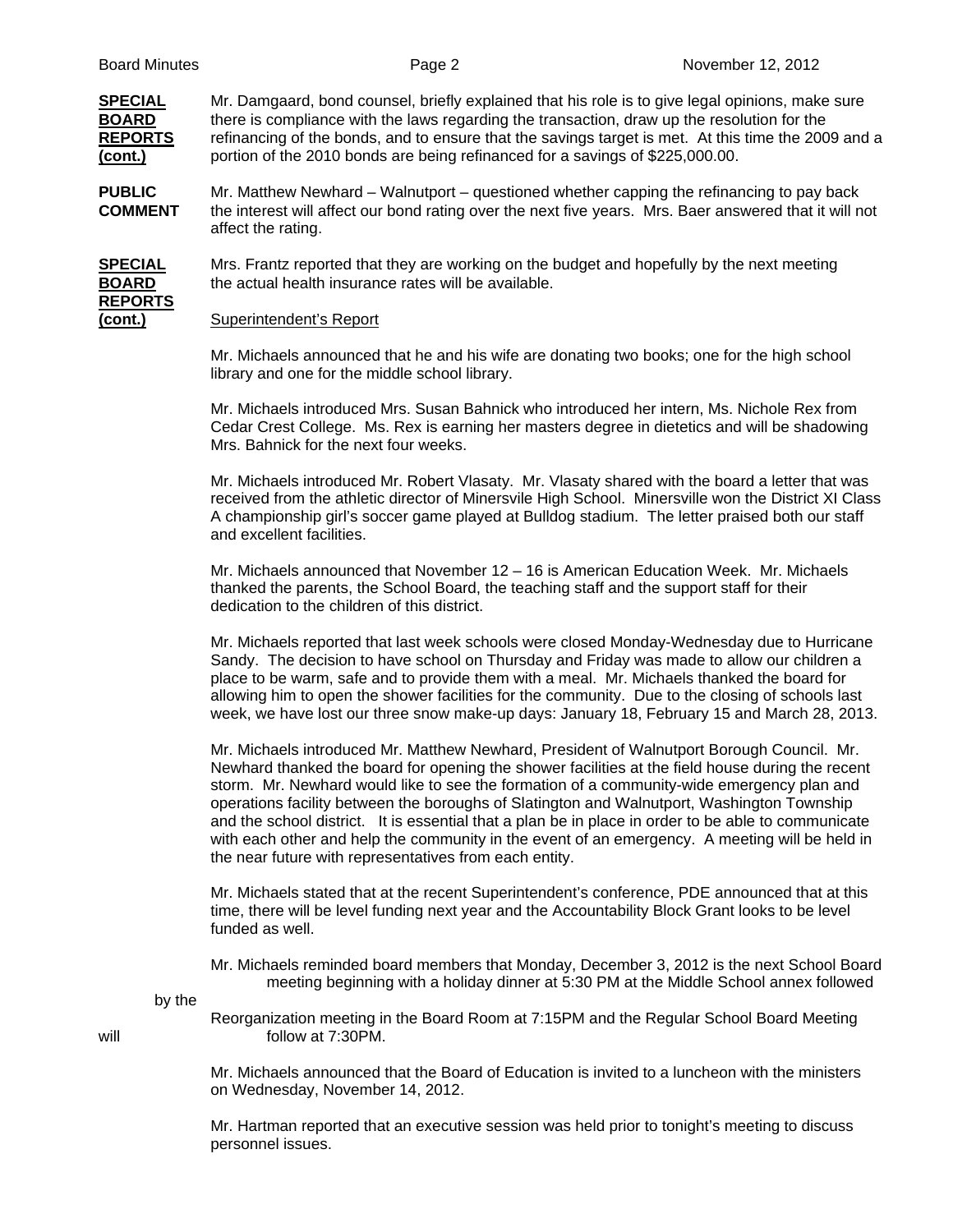**SPECIAL BOARD REPORTS (cont.)**

Mr. Damgaard, bond counsel, briefly explained that his role is to give legal opinions, make sure there is compliance with the laws regarding the transaction, draw up the resolution for the refinancing of the bonds, and to ensure that the savings target is met. At this time the 2009 and a portion of the 2010 bonds are being refinanced for a savings of $225,000.00.

**PUBLIC COMMENT**

Mr. Matthew Newhard – Walnutport – questioned whether capping the refinancing to pay back the interest will affect our bond rating over the next five years. Mrs. Baer answered that it will not affect the rating.

**SPECIAL BOARD REPORTS (cont.)**

Mrs. Frantz reported that they are working on the budget and hopefully by the next meeting the actual health insurance rates will be available.

Superintendent's Report

Mr. Michaels announced that he and his wife are donating two books; one for the high school library and one for the middle school library.

Mr. Michaels introduced Mrs. Susan Bahnick who introduced her intern, Ms. Nichole Rex from Cedar Crest College. Ms. Rex is earning her masters degree in dietetics and will be shadowing Mrs. Bahnick for the next four weeks.

Mr. Michaels introduced Mr. Robert Vlasaty. Mr. Vlasaty shared with the board a letter that was received from the athletic director of Minersvile High School. Minersville won the District XI Class A championship girl's soccer game played at Bulldog stadium. The letter praised both our staff and excellent facilities.

Mr. Michaels announced that November 12 – 16 is American Education Week. Mr. Michaels thanked the parents, the School Board, the teaching staff and the support staff for their dedication to the children of this district.

Mr. Michaels reported that last week schools were closed Monday-Wednesday due to Hurricane Sandy. The decision to have school on Thursday and Friday was made to allow our children a place to be warm, safe and to provide them with a meal. Mr. Michaels thanked the board for allowing him to open the shower facilities for the community. Due to the closing of schools last week, we have lost our three snow make-up days: January 18, February 15 and March 28, 2013.

Mr. Michaels introduced Mr. Matthew Newhard, President of Walnutport Borough Council. Mr. Newhard thanked the board for opening the shower facilities at the field house during the recent storm. Mr. Newhard would like to see the formation of a community-wide emergency plan and operations facility between the boroughs of Slatington and Walnutport, Washington Township and the school district. It is essential that a plan be in place in order to be able to communicate with each other and help the community in the event of an emergency. A meeting will be held in the near future with representatives from each entity.

Mr. Michaels stated that at the recent Superintendent's conference, PDE announced that at this time, there will be level funding next year and the Accountability Block Grant looks to be level funded as well.

Mr. Michaels reminded board members that Monday, December 3, 2012 is the next School Board meeting beginning with a holiday dinner at 5:30 PM at the Middle School annex followed by the Reorganization meeting in the Board Room at 7:15PM and the Regular School Board Meeting will follow at 7:30PM.

Mr. Michaels announced that the Board of Education is invited to a luncheon with the ministers on Wednesday, November 14, 2012.

Mr. Hartman reported that an executive session was held prior to tonight's meeting to discuss personnel issues.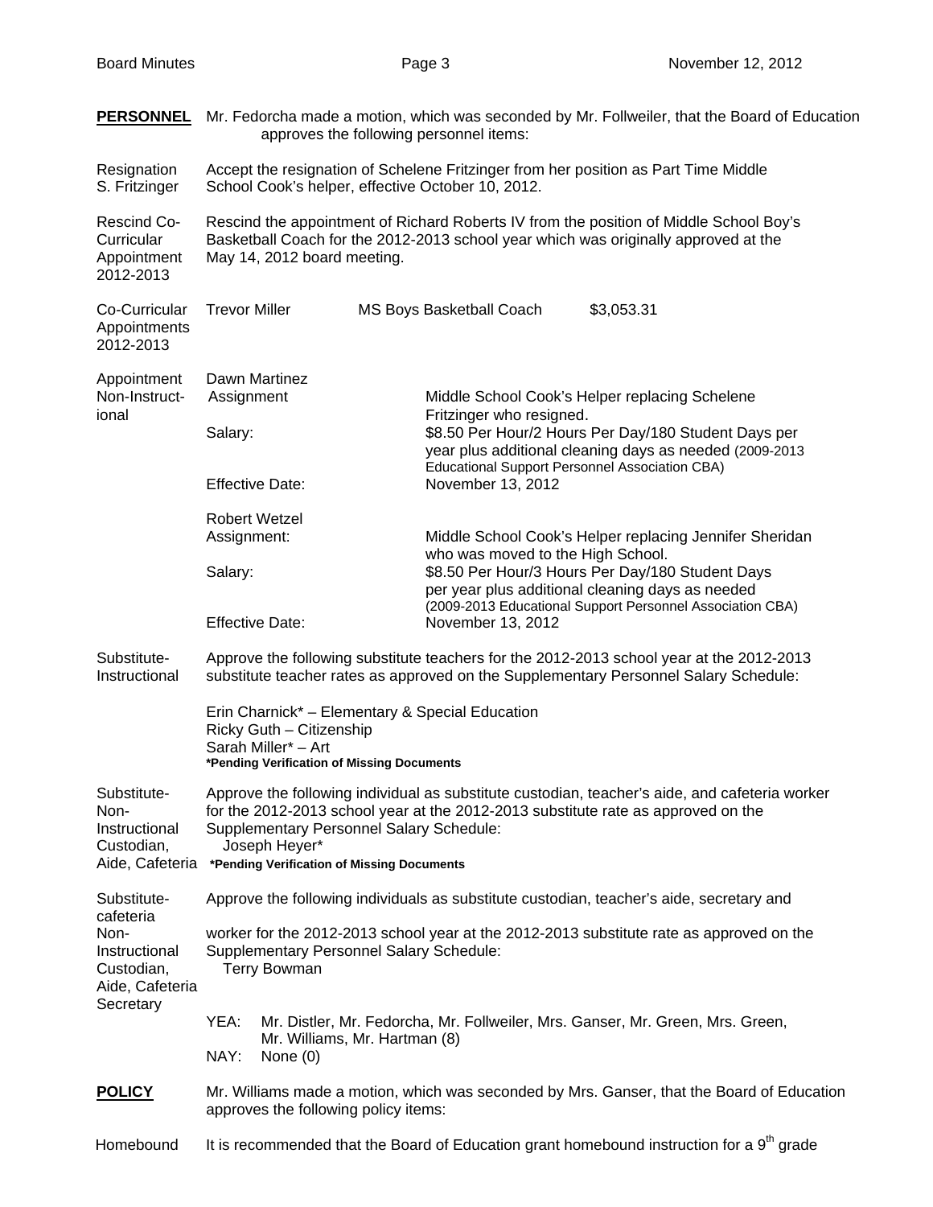**PERSONNEL** Mr. Fedorcha made a motion, which was seconded by Mr. Follweiler, that the Board of Education approves the following personnel items:

Resignation S. Fritzinger

Accept the resignation of Schelene Fritzinger from her position as Part Time Middle School Cook's helper, effective October 10, 2012.

Rescind Co-Curricular Appointment 2012-2013

Rescind the appointment of Richard Roberts IV from the position of Middle School Boy's Basketball Coach for the 2012-2013 school year which was originally approved at the May 14, 2012 board meeting.

Co-Curricular Appointments 2012-2013

| Trevor Miller | MS Boys Basketball Coach | $3,053.31 |
|---|---|---|

Appointment Non-Instructional

Dawn Martinez

| | |
|---|---|
| Assignment | Middle School Cook's Helper replacing Schelene Fritzinger who resigned. |
| Salary: | $8.50 Per Hour/2 Hours Per Day/180 Student Days per year plus additional cleaning days as needed (2009-2013 Educational Support Personnel Association CBA) |
| Effective Date: | November 13, 2012 |

Robert Wetzel

| | |
|---|---|
| Assignment: | Middle School Cook's Helper replacing Jennifer Sheridan who was moved to the High School. |
| Salary: | $8.50 Per Hour/3 Hours Per Day/180 Student Days per year plus additional cleaning days as needed (2009-2013 Educational Support Personnel Association CBA) |
| Effective Date: | November 13, 2012 |

Substitute-Instructional

Approve the following substitute teachers for the 2012-2013 school year at the 2012-2013 substitute teacher rates as approved on the Supplementary Personnel Salary Schedule:

Erin Charnick* – Elementary & Special Education
Ricky Guth – Citizenship
Sarah Miller* – Art
**\*Pending Verification of Missing Documents**

Substitute-Non-Instructional Custodian, Aide, Cafeteria

Approve the following individual as substitute custodian, teacher's aide, and cafeteria worker for the 2012-2013 school year at the 2012-2013 substitute rate as approved on the Supplementary Personnel Salary Schedule:
Joseph Heyer*
**\*Pending Verification of Missing Documents**

Substitute-Non-Instructional Custodian, Aide, Cafeteria Secretary

Approve the following individuals as substitute custodian, teacher's aide, secretary and cafeteria worker for the 2012-2013 school year at the 2012-2013 substitute rate as approved on the Supplementary Personnel Salary Schedule:
Terry Bowman

YEA: Mr. Distler, Mr. Fedorcha, Mr. Follweiler, Mrs. Ganser, Mr. Green, Mrs. Green, Mr. Williams, Mr. Hartman (8)
NAY: None (0)

**POLICY** Mr. Williams made a motion, which was seconded by Mrs. Ganser, that the Board of Education approves the following policy items:

Homebound

It is recommended that the Board of Education grant homebound instruction for a 9th grade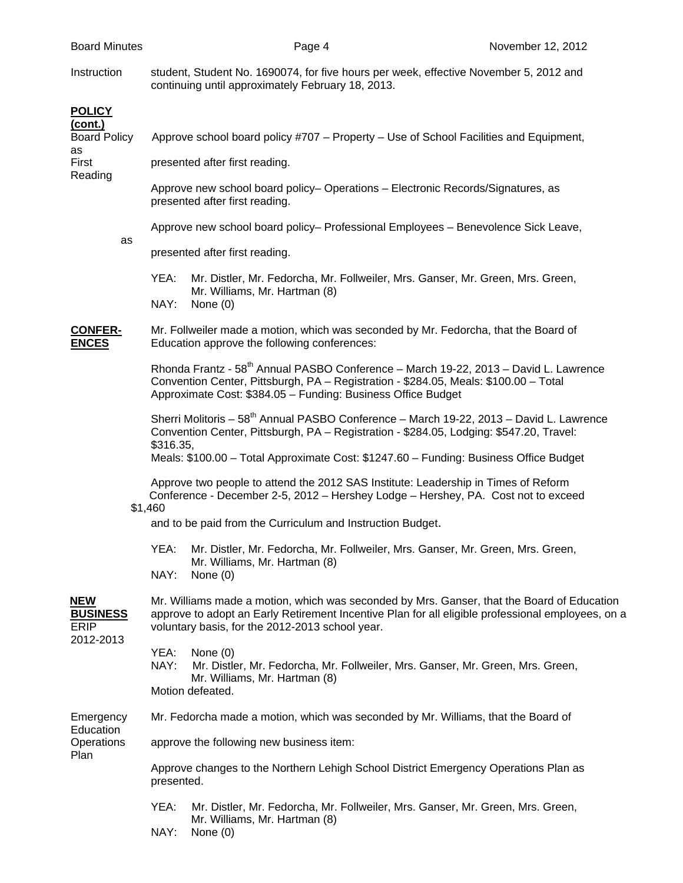Instruction student, Student No. 1690074, for five hours per week, effective November 5, 2012 and continuing until approximately February 18, 2013.

**POLICY (cont.)**

Board Policy as First Reading

Approve school board policy #707 – Property – Use of School Facilities and Equipment, as presented after first reading.

Approve new school board policy– Operations – Electronic Records/Signatures, as presented after first reading.

Approve new school board policy– Professional Employees – Benevolence Sick Leave, as presented after first reading.

YEA: Mr. Distler, Mr. Fedorcha, Mr. Follweiler, Mrs. Ganser, Mr. Green, Mrs. Green, Mr. Williams, Mr. Hartman (8)
NAY: None (0)

**CONFER-ENCES**

Mr. Follweiler made a motion, which was seconded by Mr. Fedorcha, that the Board of Education approve the following conferences:

Rhonda Frantz - 58th Annual PASBO Conference – March 19-22, 2013 – David L. Lawrence Convention Center, Pittsburgh, PA – Registration - $284.05, Meals: $100.00 – Total Approximate Cost: $384.05 – Funding: Business Office Budget

Sherri Molitoris – 58th Annual PASBO Conference – March 19-22, 2013 – David L. Lawrence Convention Center, Pittsburgh, PA – Registration - $284.05, Lodging: $547.20, Travel: $316.35,
Meals: $100.00 – Total Approximate Cost: $1247.60 – Funding: Business Office Budget

Approve two people to attend the 2012 SAS Institute: Leadership in Times of Reform Conference - December 2-5, 2012 – Hershey Lodge – Hershey, PA. Cost not to exceed $1,460 and to be paid from the Curriculum and Instruction Budget.

YEA: Mr. Distler, Mr. Fedorcha, Mr. Follweiler, Mrs. Ganser, Mr. Green, Mrs. Green, Mr. Williams, Mr. Hartman (8)
NAY: None (0)

**NEW BUSINESS**

ERIP 2012-2013

Mr. Williams made a motion, which was seconded by Mrs. Ganser, that the Board of Education approve to adopt an Early Retirement Incentive Plan for all eligible professional employees, on a voluntary basis, for the 2012-2013 school year.

YEA: None (0)
NAY: Mr. Distler, Mr. Fedorcha, Mr. Follweiler, Mrs. Ganser, Mr. Green, Mrs. Green, Mr. Williams, Mr. Hartman (8)
Motion defeated.

Emergency Operations Plan

Mr. Fedorcha made a motion, which was seconded by Mr. Williams, that the Board of Education approve the following new business item:

Approve changes to the Northern Lehigh School District Emergency Operations Plan as presented.

YEA: Mr. Distler, Mr. Fedorcha, Mr. Follweiler, Mrs. Ganser, Mr. Green, Mrs. Green, Mr. Williams, Mr. Hartman (8)
NAY: None (0)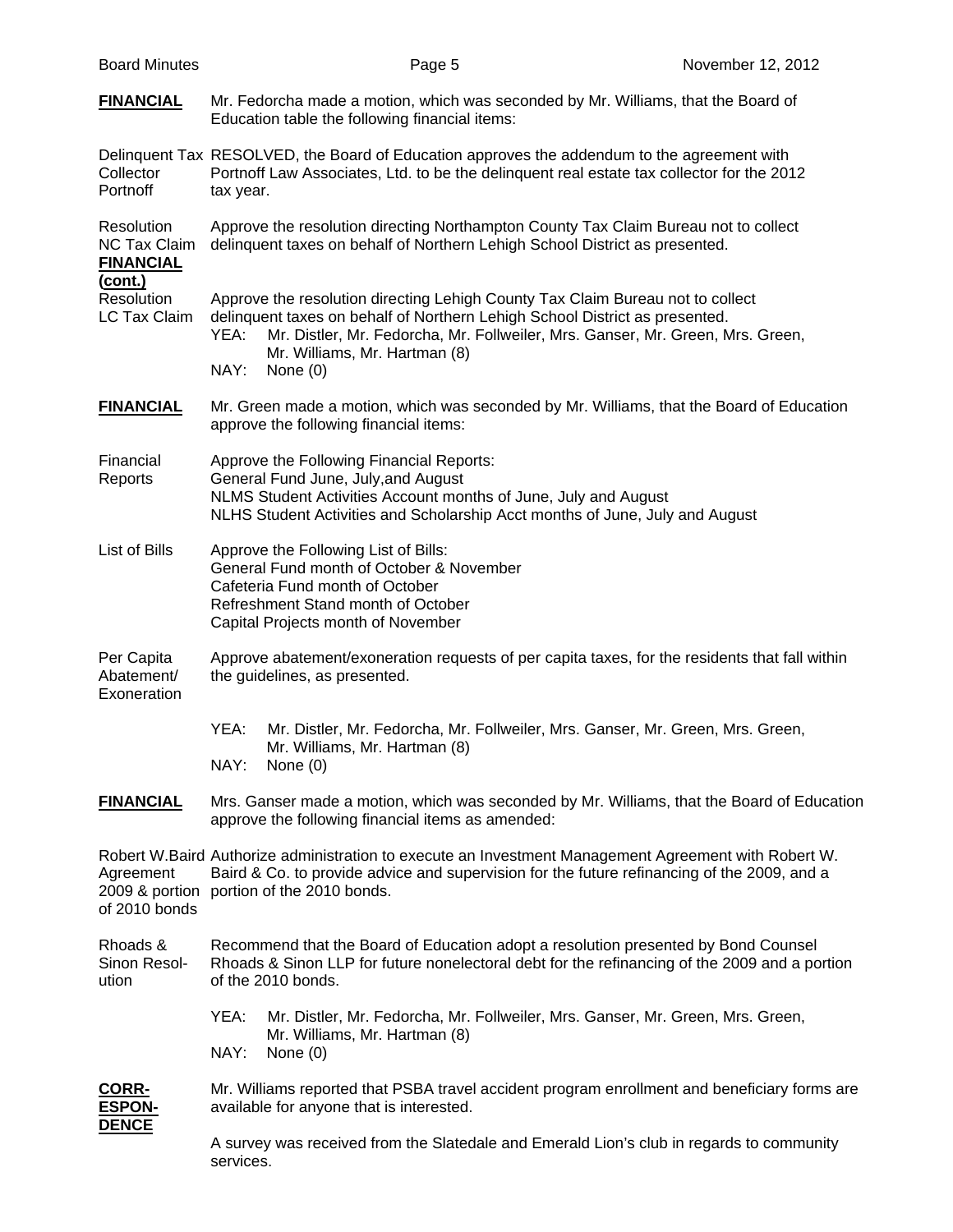**FINANCIAL** Mr. Fedorcha made a motion, which was seconded by Mr. Williams, that the Board of Education table the following financial items:

Delinquent Tax Collector Portnoff — RESOLVED, the Board of Education approves the addendum to the agreement with Portnoff Law Associates, Ltd. to be the delinquent real estate tax collector for the 2012 tax year.

Resolution NC Tax Claim — Approve the resolution directing Northampton County Tax Claim Bureau not to collect delinquent taxes on behalf of Northern Lehigh School District as presented.

**FINANCIAL (cont.)**

Resolution LC Tax Claim — Approve the resolution directing Lehigh County Tax Claim Bureau not to collect delinquent taxes on behalf of Northern Lehigh School District as presented.

YEA: Mr. Distler, Mr. Fedorcha, Mr. Follweiler, Mrs. Ganser, Mr. Green, Mrs. Green, Mr. Williams, Mr. Hartman (8)
NAY: None (0)

**FINANCIAL** Mr. Green made a motion, which was seconded by Mr. Williams, that the Board of Education approve the following financial items:

Financial Reports — Approve the Following Financial Reports:
General Fund June, July,and August
NLMS Student Activities Account months of June, July and August
NLHS Student Activities and Scholarship Acct months of June, July and August

List of Bills — Approve the Following List of Bills:
General Fund month of October & November
Cafeteria Fund month of October
Refreshment Stand month of October
Capital Projects month of November

Per Capita Abatement/ Exoneration — Approve abatement/exoneration requests of per capita taxes, for the residents that fall within the guidelines, as presented.

YEA: Mr. Distler, Mr. Fedorcha, Mr. Follweiler, Mrs. Ganser, Mr. Green, Mrs. Green, Mr. Williams, Mr. Hartman (8)
NAY: None (0)

**FINANCIAL** Mrs. Ganser made a motion, which was seconded by Mr. Williams, that the Board of Education approve the following financial items as amended:

Robert W.Baird Agreement 2009 & portion of 2010 bonds — Authorize administration to execute an Investment Management Agreement with Robert W. Baird & Co. to provide advice and supervision for the future refinancing of the 2009, and a portion of the 2010 bonds.

Rhoads & Sinon Resolution — Recommend that the Board of Education adopt a resolution presented by Bond Counsel Rhoads & Sinon LLP for future nonelectoral debt for the refinancing of the 2009 and a portion of the 2010 bonds.

YEA: Mr. Distler, Mr. Fedorcha, Mr. Follweiler, Mrs. Ganser, Mr. Green, Mrs. Green, Mr. Williams, Mr. Hartman (8)
NAY: None (0)

**CORRESPONDENCE** Mr. Williams reported that PSBA travel accident program enrollment and beneficiary forms are available for anyone that is interested.

A survey was received from the Slatedale and Emerald Lion's club in regards to community services.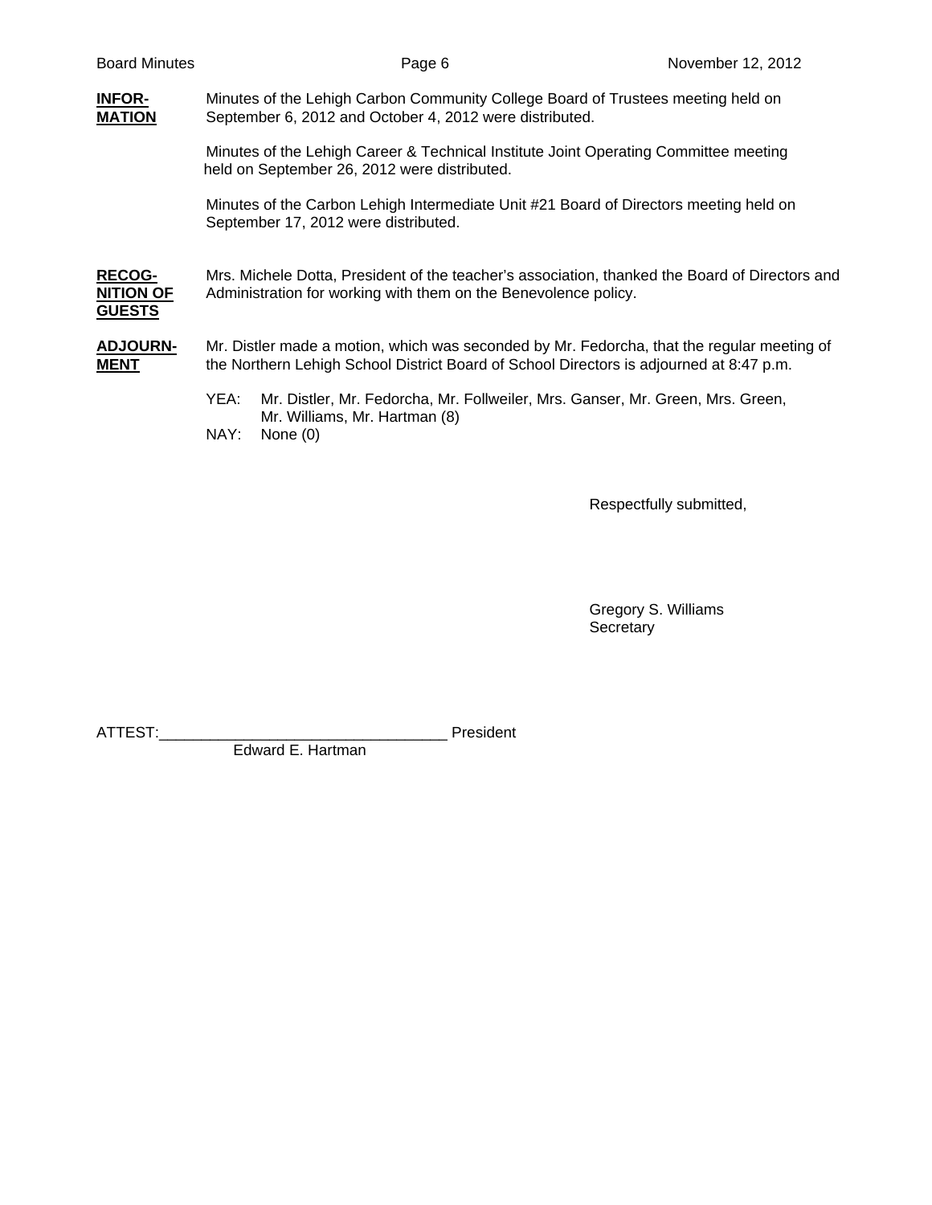**INFORMATION**

Minutes of the Lehigh Carbon Community College Board of Trustees meeting held on September 6, 2012 and October 4, 2012 were distributed.

Minutes of the Lehigh Career & Technical Institute Joint Operating Committee meeting held on September 26, 2012 were distributed.

Minutes of the Carbon Lehigh Intermediate Unit #21 Board of Directors meeting held on September 17, 2012 were distributed.

**RECOGNITION OF GUESTS**

Mrs. Michele Dotta, President of the teacher's association, thanked the Board of Directors and Administration for working with them on the Benevolence policy.

**ADJOURNMENT**

Mr. Distler made a motion, which was seconded by Mr. Fedorcha, that the regular meeting of the Northern Lehigh School District Board of School Directors is adjourned at 8:47 p.m.

YEA: Mr. Distler, Mr. Fedorcha, Mr. Follweiler, Mrs. Ganser, Mr. Green, Mrs. Green, Mr. Williams, Mr. Hartman (8)
NAY: None (0)

Respectfully submitted,

Gregory S. Williams
Secretary

ATTEST:_________________________________ President
Edward E. Hartman